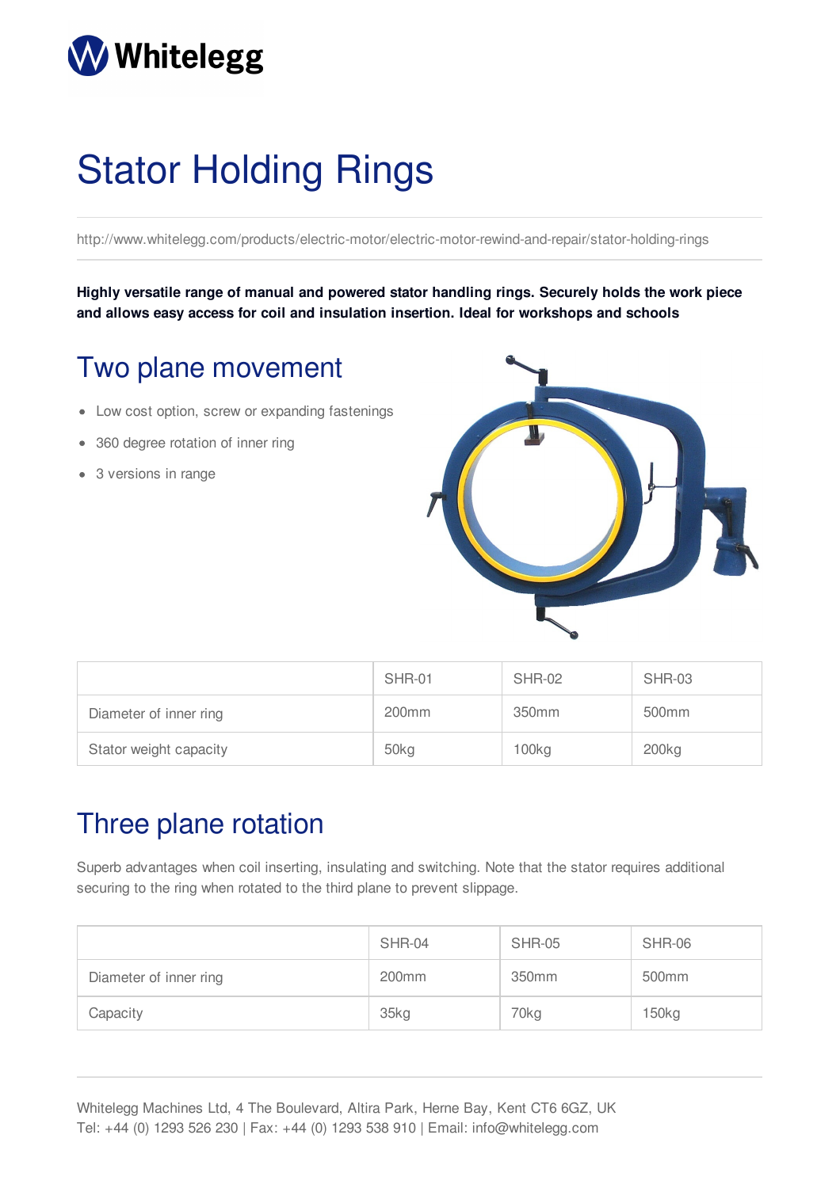Whitelegg

# Stator Holding Rings

http://www.whitelegg.com/products/electric-motor/electric-motor-rewind-and-repair/stator-holding-rings

**Highly versatile range of manual and powered stator handling rings. Securely holds the work piece and allows easy access for coil and insulation insertion. Ideal for workshops and schools**

## Two plane movement

- Low cost option, screw or expanding fastenings
- 360 degree rotation of inner ring
- 3 versions in range

| | SHR-01 | SHR-02 | SHR-03 |
|---|---|---|---|
| Diameter of inner ring | 200mm | 350mm | 500mm |
| Stator weight capacity | 50kg | 100kg | 200kg |

## Three plane rotation

Superb advantages when coil inserting, insulating and switching. Note that the stator requires additional securing to the ring when rotated to the third plane to prevent slippage.

| | SHR-04 | SHR-05 | SHR-06 |
|---|---|---|---|
| Diameter of inner ring | 200mm | 350mm | 500mm |
| Capacity | 35kg | 70kg | 150kg |

Whitelegg Machines Ltd, 4 The Boulevard, Altira Park, Herne Bay, Kent CT6 6GZ, UK
Tel: +44 (0) 1293 526 230 | Fax: +44 (0) 1293 538 910 | Email: info@whitelegg.com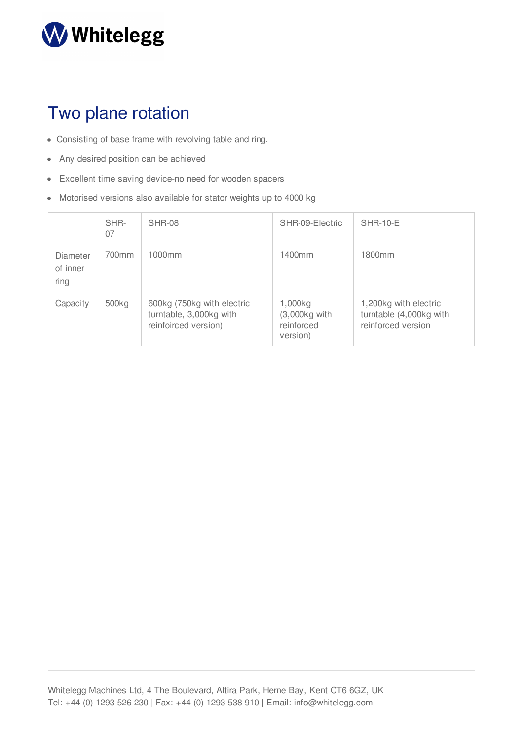# Two plane rotation

- Consisting of base frame with revolving table and ring.
- Any desired position can be achieved
- Excellent time saving device-no need for wooden spacers
- Motorised versions also available for stator weights up to 4000 kg

| | SHR-07 | SHR-08 | SHR-09-Electric | SHR-10-E |
|---|---|---|---|---|
| Diameter of inner ring | 700mm | 1000mm | 1400mm | 1800mm |
| Capacity | 500kg | 600kg (750kg with electric turntable, 3,000kg with reinfoirced version) | 1,000kg (3,000kg with reinforced version) | 1,200kg with electric turntable (4,000kg with reinforced version |